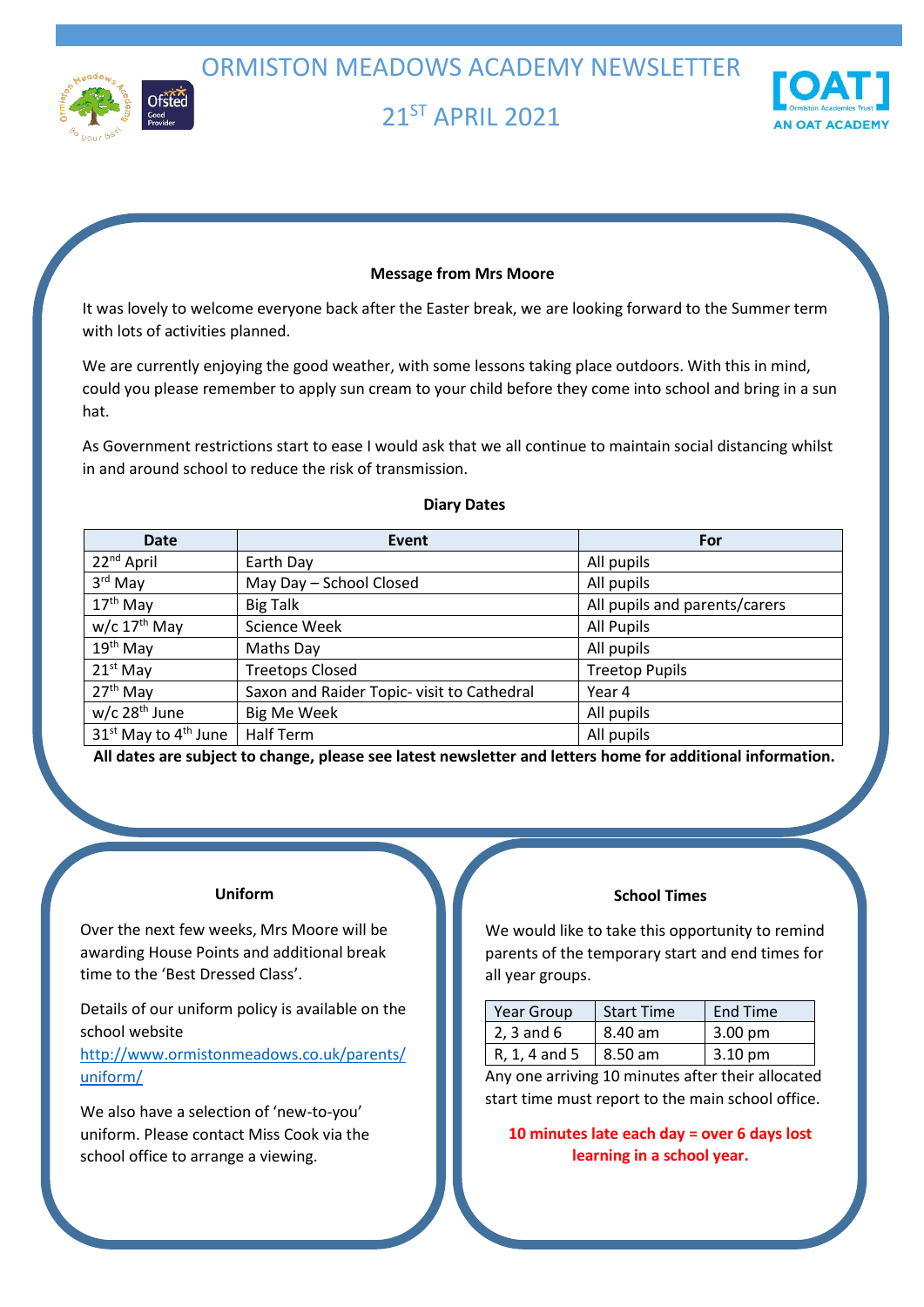# ORMISTON MEADOWS ACADEMY NEWSLETTER

## 21ST APRIL 2021

### Message from Mrs Moore

It was lovely to welcome everyone back after the Easter break, we are looking forward to the Summer term with lots of activities planned.

We are currently enjoying the good weather, with some lessons taking place outdoors. With this in mind, could you please remember to apply sun cream to your child before they come into school and bring in a sun hat.

As Government restrictions start to ease I would ask that we all continue to maintain social distancing whilst in and around school to reduce the risk of transmission.

### Diary Dates

| Date | Event | For |
|---|---|---|
| 22nd April | Earth Day | All pupils |
| 3rd May | May Day – School Closed | All pupils |
| 17th May | Big Talk | All pupils and parents/carers |
| w/c 17th May | Science Week | All Pupils |
| 19th May | Maths Day | All pupils |
| 21st May | Treetops Closed | Treetop Pupils |
| 27th May | Saxon and Raider Topic- visit to Cathedral | Year 4 |
| w/c 28th June | Big Me Week | All pupils |
| 31st May to 4th June | Half Term | All pupils |

**All dates are subject to change, please see latest newsletter and letters home for additional information.**

### Uniform

Over the next few weeks, Mrs Moore will be awarding House Points and additional break time to the 'Best Dressed Class'.

Details of our uniform policy is available on the school website http://www.ormistonmeadows.co.uk/parents/uniform/

We also have a selection of 'new-to-you' uniform. Please contact Miss Cook via the school office to arrange a viewing.

### School Times

We would like to take this opportunity to remind parents of the temporary start and end times for all year groups.

| Year Group | Start Time | End Time |
|---|---|---|
| 2, 3 and 6 | 8.40 am | 3.00 pm |
| R, 1, 4 and 5 | 8.50 am | 3.10 pm |

Any one arriving 10 minutes after their allocated start time must report to the main school office.

**10 minutes late each day = over 6 days lost learning in a school year.**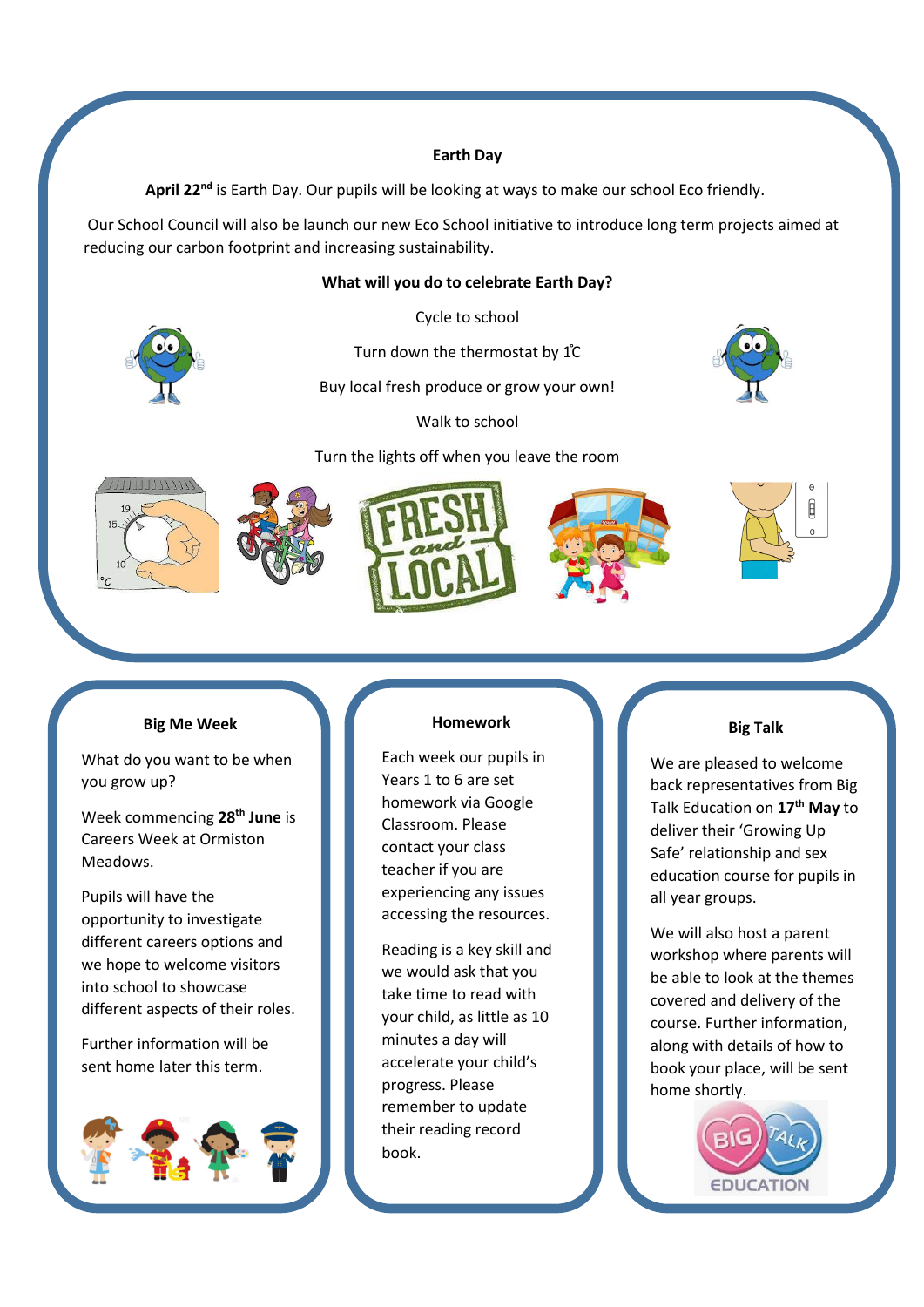## Earth Day

**April 22nd** is Earth Day. Our pupils will be looking at ways to make our school Eco friendly.

Our School Council will also be launch our new Eco School initiative to introduce long term projects aimed at reducing our carbon footprint and increasing sustainability.

**What will you do to celebrate Earth Day?**

Cycle to school

Turn down the thermostat by 1̊C

Buy local fresh produce or grow your own!

Walk to school

Turn the lights off when you leave the room

## Big Me Week

What do you want to be when you grow up?

Week commencing **28th June** is Careers Week at Ormiston Meadows.

Pupils will have the opportunity to investigate different careers options and we hope to welcome visitors into school to showcase different aspects of their roles.

Further information will be sent home later this term.

## Homework

Each week our pupils in Years 1 to 6 are set homework via Google Classroom. Please contact your class teacher if you are experiencing any issues accessing the resources.

Reading is a key skill and we would ask that you take time to read with your child, as little as 10 minutes a day will accelerate your child's progress. Please remember to update their reading record book.

## Big Talk

We are pleased to welcome back representatives from Big Talk Education on **17th May** to deliver their 'Growing Up Safe' relationship and sex education course for pupils in all year groups.

We will also host a parent workshop where parents will be able to look at the themes covered and delivery of the course. Further information, along with details of how to book your place, will be sent home shortly.